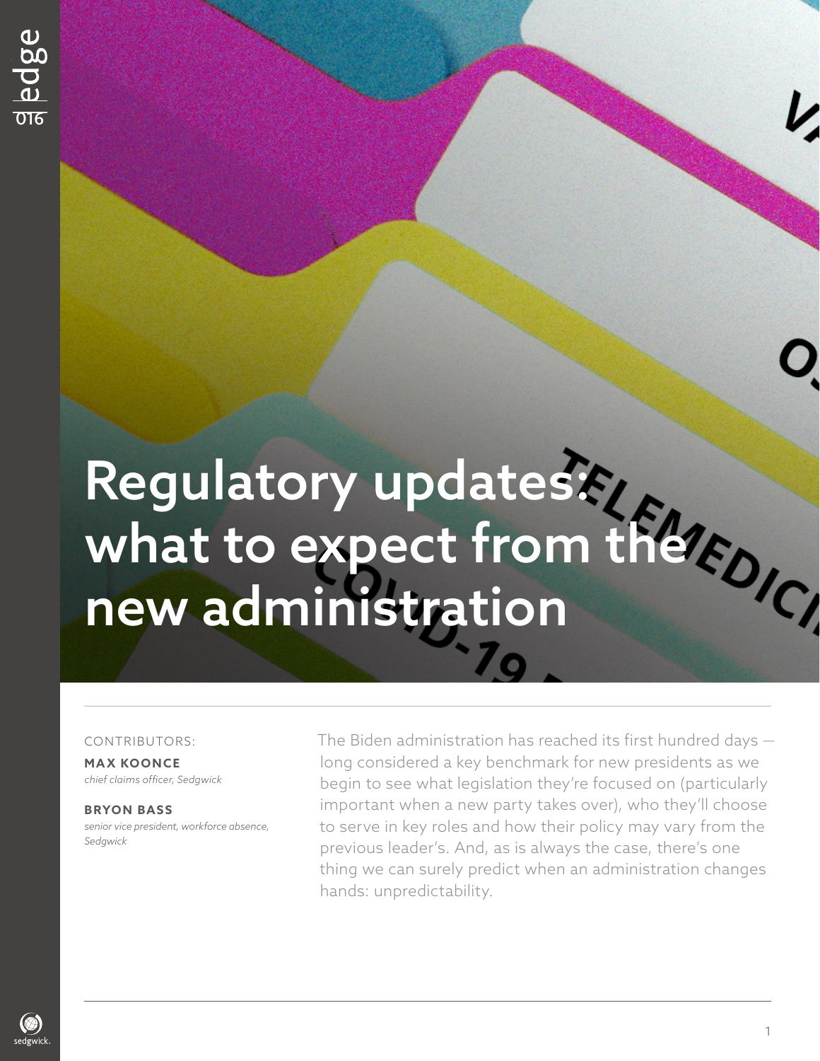# Regulatory updates: what to expect from the new administration

CONTRIBUTORS:

**MAX KOONCE**
*chief claims officer, Sedgwick*

**BRYON BASS**
*senior vice president, workforce absence, Sedgwick*

The Biden administration has reached its first hundred days — long considered a key benchmark for new presidents as we begin to see what legislation they're focused on (particularly important when a new party takes over), who they'll choose to serve in key roles and how their policy may vary from the previous leader's. And, as is always the case, there's one thing we can surely predict when an administration changes hands: unpredictability.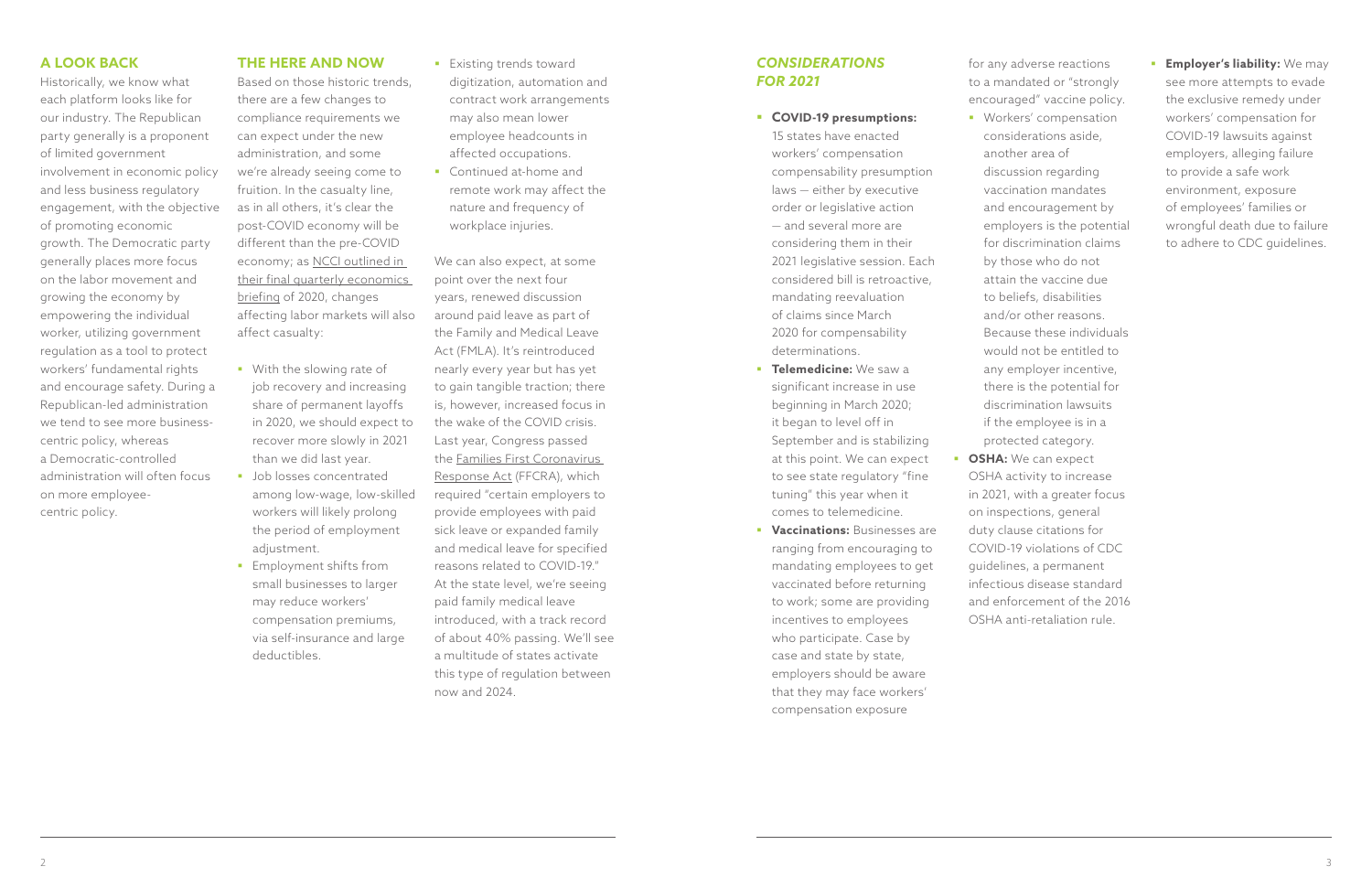## A LOOK BACK

Historically, we know what each platform looks like for our industry. The Republican party generally is a proponent of limited government involvement in economic policy and less business regulatory engagement, with the objective of promoting economic growth. The Democratic party generally places more focus on the labor movement and growing the economy by empowering the individual worker, utilizing government regulation as a tool to protect workers' fundamental rights and encourage safety. During a Republican-led administration we tend to see more business-centric policy, whereas a Democratic-controlled administration will often focus on more employee-centric policy.

## THE HERE AND NOW

Based on those historic trends, there are a few changes to compliance requirements we can expect under the new administration, and some we're already seeing come to fruition. In the casualty line, as in all others, it's clear the post-COVID economy will be different than the pre-COVID economy; as NCCI outlined in their final quarterly economics briefing of 2020, changes affecting labor markets will also affect casualty:

- With the slowing rate of job recovery and increasing share of permanent layoffs in 2020, we should expect to recover more slowly in 2021 than we did last year.
- Job losses concentrated among low-wage, low-skilled workers will likely prolong the period of employment adjustment.
- Employment shifts from small businesses to larger may reduce workers' compensation premiums, via self-insurance and large deductibles.
- Existing trends toward digitization, automation and contract work arrangements may also mean lower employee headcounts in affected occupations.
- Continued at-home and remote work may affect the nature and frequency of workplace injuries.

We can also expect, at some point over the next four years, renewed discussion around paid leave as part of the Family and Medical Leave Act (FMLA). It's reintroduced nearly every year but has yet to gain tangible traction; there is, however, increased focus in the wake of the COVID crisis. Last year, Congress passed the Families First Coronavirus Response Act (FFCRA), which required "certain employers to provide employees with paid sick leave or expanded family and medical leave for specified reasons related to COVID-19." At the state level, we're seeing paid family medical leave introduced, with a track record of about 40% passing. We'll see a multitude of states activate this type of regulation between now and 2024.

## *CONSIDERATIONS FOR 2021*

- **COVID-19 presumptions:** 15 states have enacted workers' compensation compensability presumption laws — either by executive order or legislative action — and several more are considering them in their 2021 legislative session. Each considered bill is retroactive, mandating reevaluation of claims since March 2020 for compensability determinations.
- **Telemedicine:** We saw a significant increase in use beginning in March 2020; it began to level off in September and is stabilizing at this point. We can expect to see state regulatory "fine tuning" this year when it comes to telemedicine.
- **Vaccinations:** Businesses are ranging from encouraging to mandating employees to get vaccinated before returning to work; some are providing incentives to employees who participate. Case by case and state by state, employers should be aware that they may face workers' compensation exposure for any adverse reactions to a mandated or "strongly encouraged" vaccine policy.
  - Workers' compensation considerations aside, another area of discussion regarding vaccination mandates and encouragement by employers is the potential for discrimination claims by those who do not attain the vaccine due to beliefs, disabilities and/or other reasons. Because these individuals would not be entitled to any employer incentive, there is the potential for discrimination lawsuits if the employee is in a protected category.
- **OSHA:** We can expect OSHA activity to increase in 2021, with a greater focus on inspections, general duty clause citations for COVID-19 violations of CDC guidelines, a permanent infectious disease standard and enforcement of the 2016 OSHA anti-retaliation rule.
- **Employer's liability:** We may see more attempts to evade the exclusive remedy under workers' compensation for COVID-19 lawsuits against employers, alleging failure to provide a safe work environment, exposure of employees' families or wrongful death due to failure to adhere to CDC guidelines.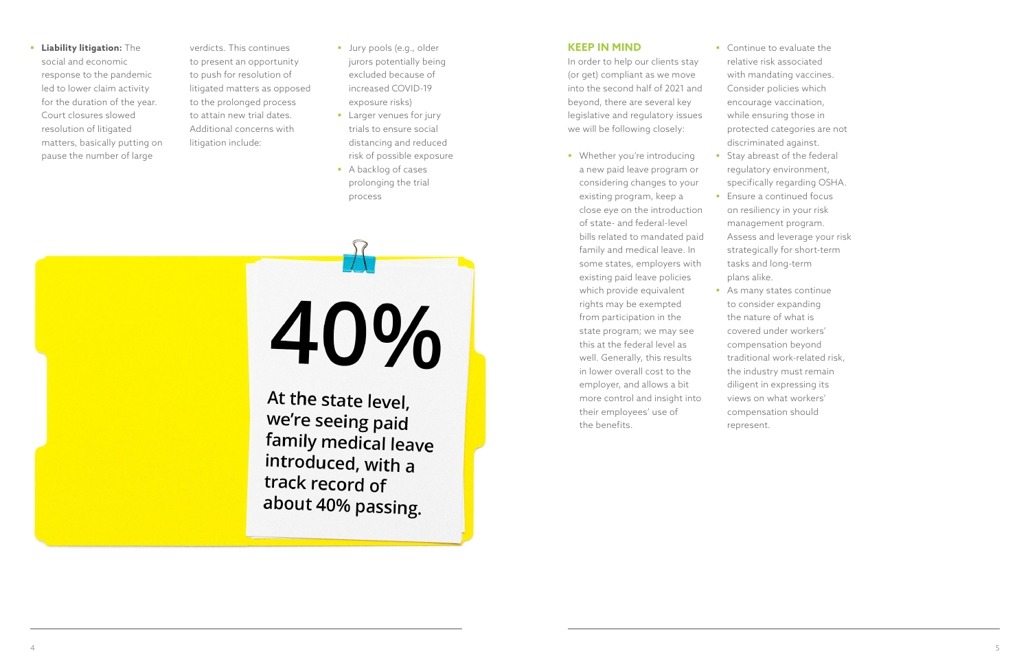- **Liability litigation:** The social and economic response to the pandemic led to lower claim activity for the duration of the year. Court closures slowed resolution of litigated matters, basically putting on pause the number of large verdicts. This continues to present an opportunity to push for resolution of litigated matters as opposed to the prolonged process to attain new trial dates. Additional concerns with litigation include:
  - Jury pools (e.g., older jurors potentially being excluded because of increased COVID-19 exposure risks)
  - Larger venues for jury trials to ensure social distancing and reduced risk of possible exposure
  - A backlog of cases prolonging the trial process

40%

At the state level, we're seeing paid family medical leave introduced, with a track record of about 40% passing.

## KEEP IN MIND

In order to help our clients stay (or get) compliant as we move into the second half of 2021 and beyond, there are several key legislative and regulatory issues we will be following closely:

- Whether you're introducing a new paid leave program or considering changes to your existing program, keep a close eye on the introduction of state- and federal-level bills related to mandated paid family and medical leave. In some states, employers with existing paid leave policies which provide equivalent rights may be exempted from participation in the state program; we may see this at the federal level as well. Generally, this results in lower overall cost to the employer, and allows a bit more control and insight into their employees' use of the benefits.
- Continue to evaluate the relative risk associated with mandating vaccines. Consider policies which encourage vaccination, while ensuring those in protected categories are not discriminated against.
- Stay abreast of the federal regulatory environment, specifically regarding OSHA.
- Ensure a continued focus on resiliency in your risk management program. Assess and leverage your risk strategically for short-term tasks and long-term plans alike.
- As many states continue to consider expanding the nature of what is covered under workers' compensation beyond traditional work-related risk, the industry must remain diligent in expressing its views on what workers' compensation should represent.